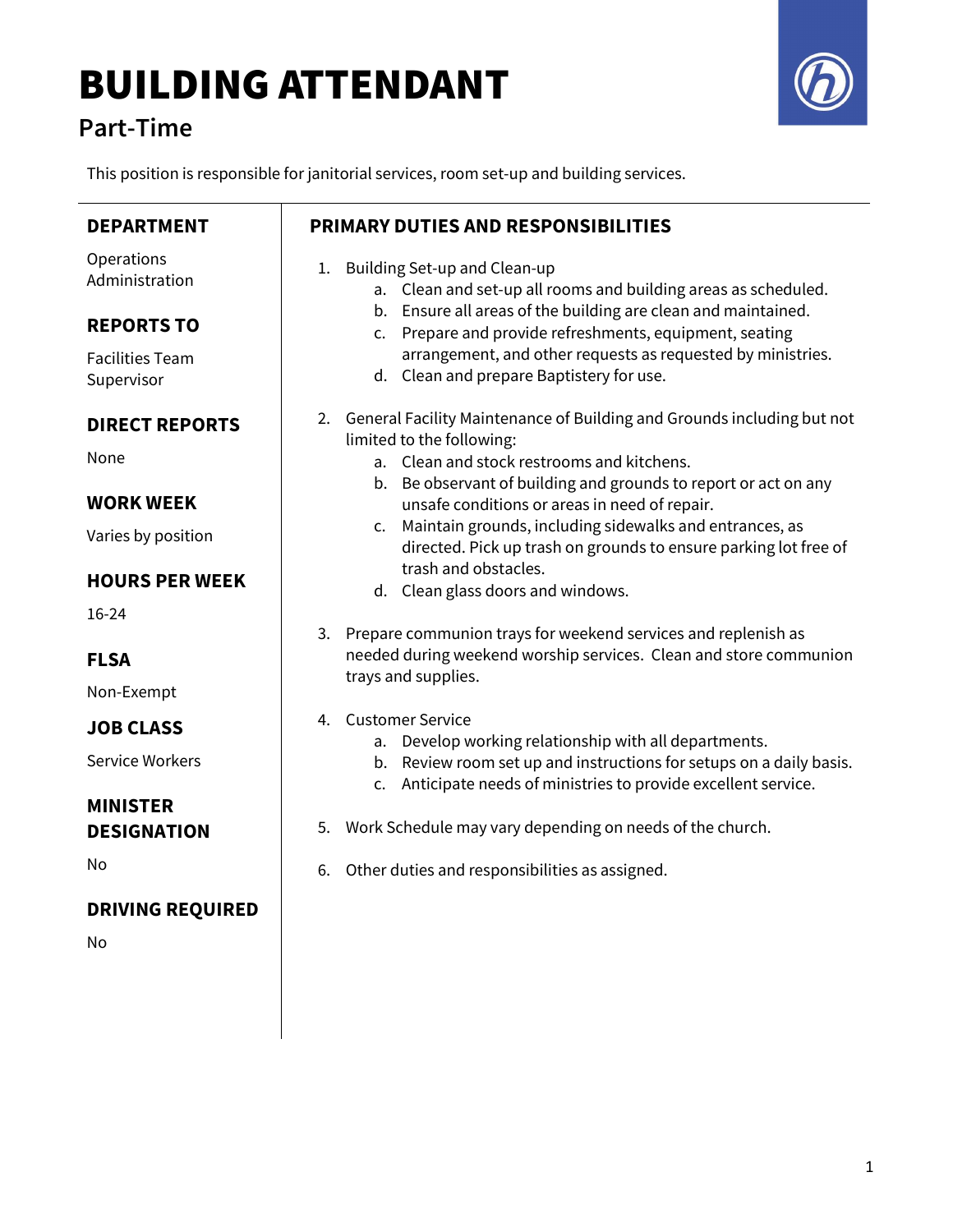# BUILDING ATTENDANT

## Part-Time

This position is responsible for janitorial services, room set-up and building services.

### DEPARTMENT

Operations
Administration

### REPORTS TO

Facilities Team
Supervisor

### DIRECT REPORTS

None

### WORK WEEK

Varies by position

### HOURS PER WEEK

16-24

### FLSA

Non-Exempt

### JOB CLASS

Service Workers

### MINISTER DESIGNATION

No

### DRIVING REQUIRED

No

### PRIMARY DUTIES AND RESPONSIBILITIES

1. Building Set-up and Clean-up
   a. Clean and set-up all rooms and building areas as scheduled.
   b. Ensure all areas of the building are clean and maintained.
   c. Prepare and provide refreshments, equipment, seating arrangement, and other requests as requested by ministries.
   d. Clean and prepare Baptistery for use.

2. General Facility Maintenance of Building and Grounds including but not limited to the following:
   a. Clean and stock restrooms and kitchens.
   b. Be observant of building and grounds to report or act on any unsafe conditions or areas in need of repair.
   c. Maintain grounds, including sidewalks and entrances, as directed. Pick up trash on grounds to ensure parking lot free of trash and obstacles.
   d. Clean glass doors and windows.

3. Prepare communion trays for weekend services and replenish as needed during weekend worship services. Clean and store communion trays and supplies.

4. Customer Service
   a. Develop working relationship with all departments.
   b. Review room set up and instructions for setups on a daily basis.
   c. Anticipate needs of ministries to provide excellent service.

5. Work Schedule may vary depending on needs of the church.

6. Other duties and responsibilities as assigned.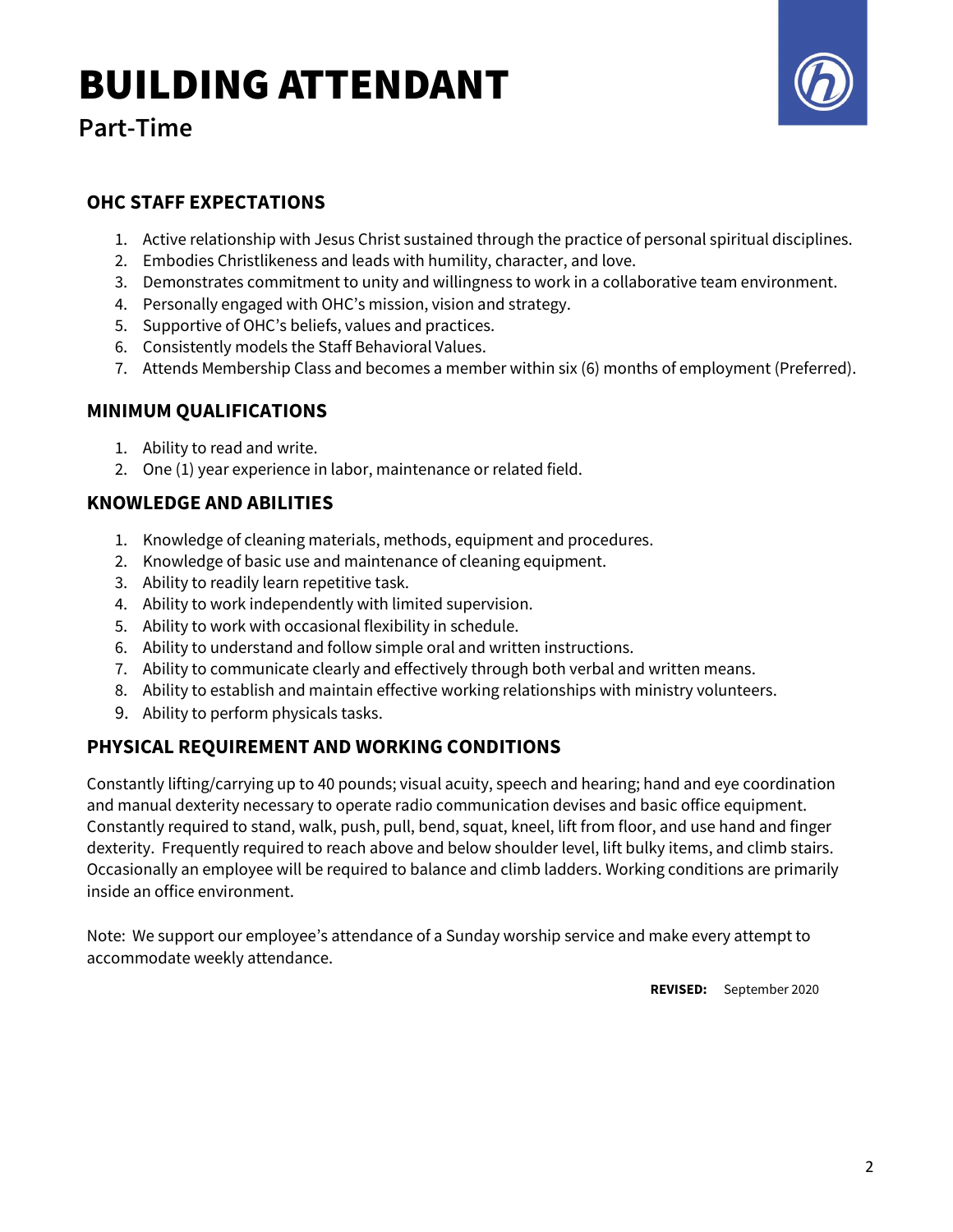# BUILDING ATTENDANT

## Part-Time

### OHC STAFF EXPECTATIONS

1. Active relationship with Jesus Christ sustained through the practice of personal spiritual disciplines.
2. Embodies Christlikeness and leads with humility, character, and love.
3. Demonstrates commitment to unity and willingness to work in a collaborative team environment.
4. Personally engaged with OHC's mission, vision and strategy.
5. Supportive of OHC's beliefs, values and practices.
6. Consistently models the Staff Behavioral Values.
7. Attends Membership Class and becomes a member within six (6) months of employment (Preferred).

### MINIMUM QUALIFICATIONS

1. Ability to read and write.
2. One (1) year experience in labor, maintenance or related field.

### KNOWLEDGE AND ABILITIES

1. Knowledge of cleaning materials, methods, equipment and procedures.
2. Knowledge of basic use and maintenance of cleaning equipment.
3. Ability to readily learn repetitive task.
4. Ability to work independently with limited supervision.
5. Ability to work with occasional flexibility in schedule.
6. Ability to understand and follow simple oral and written instructions.
7. Ability to communicate clearly and effectively through both verbal and written means.
8. Ability to establish and maintain effective working relationships with ministry volunteers.
9. Ability to perform physicals tasks.

### PHYSICAL REQUIREMENT AND WORKING CONDITIONS

Constantly lifting/carrying up to 40 pounds; visual acuity, speech and hearing; hand and eye coordination and manual dexterity necessary to operate radio communication devises and basic office equipment. Constantly required to stand, walk, push, pull, bend, squat, kneel, lift from floor, and use hand and finger dexterity. Frequently required to reach above and below shoulder level, lift bulky items, and climb stairs. Occasionally an employee will be required to balance and climb ladders. Working conditions are primarily inside an office environment.

Note: We support our employee's attendance of a Sunday worship service and make every attempt to accommodate weekly attendance.

**REVISED:** September 2020